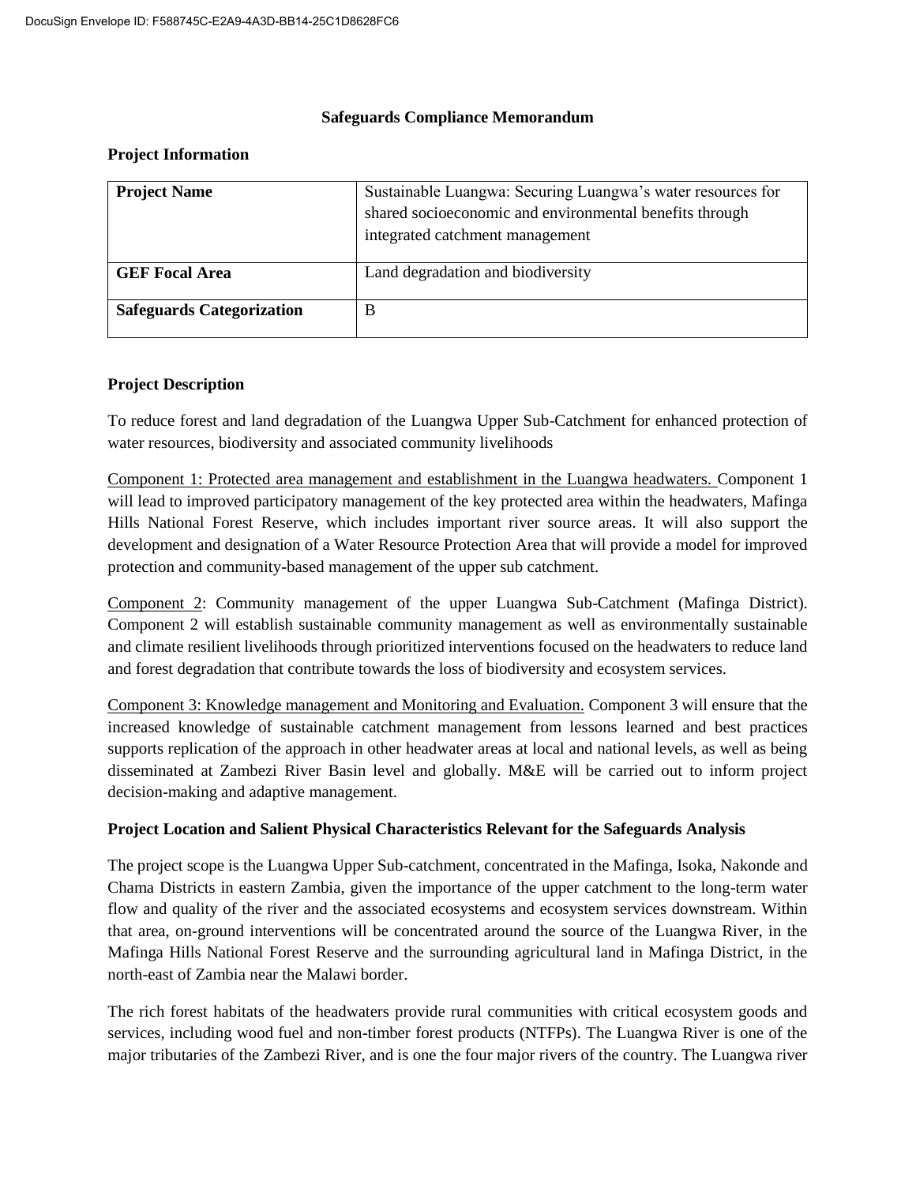# Safeguards Compliance Memorandum

## Project Information

| **Project Name** | Sustainable Luangwa: Securing Luangwa's water resources for shared socioeconomic and environmental benefits through integrated catchment management |
|---|---|
| **GEF Focal Area** | Land degradation and biodiversity |
| **Safeguards Categorization** | B |

## Project Description

To reduce forest and land degradation of the Luangwa Upper Sub-Catchment for enhanced protection of water resources, biodiversity and associated community livelihoods

<u>Component 1: Protected area management and establishment in the Luangwa headwaters.</u> Component 1 will lead to improved participatory management of the key protected area within the headwaters, Mafinga Hills National Forest Reserve, which includes important river source areas. It will also support the development and designation of a Water Resource Protection Area that will provide a model for improved protection and community-based management of the upper sub catchment.

<u>Component 2</u>: Community management of the upper Luangwa Sub-Catchment (Mafinga District). Component 2 will establish sustainable community management as well as environmentally sustainable and climate resilient livelihoods through prioritized interventions focused on the headwaters to reduce land and forest degradation that contribute towards the loss of biodiversity and ecosystem services.

<u>Component 3: Knowledge management and Monitoring and Evaluation.</u> Component 3 will ensure that the increased knowledge of sustainable catchment management from lessons learned and best practices supports replication of the approach in other headwater areas at local and national levels, as well as being disseminated at Zambezi River Basin level and globally. M&E will be carried out to inform project decision-making and adaptive management.

## Project Location and Salient Physical Characteristics Relevant for the Safeguards Analysis

The project scope is the Luangwa Upper Sub-catchment, concentrated in the Mafinga, Isoka, Nakonde and Chama Districts in eastern Zambia, given the importance of the upper catchment to the long-term water flow and quality of the river and the associated ecosystems and ecosystem services downstream. Within that area, on-ground interventions will be concentrated around the source of the Luangwa River, in the Mafinga Hills National Forest Reserve and the surrounding agricultural land in Mafinga District, in the north-east of Zambia near the Malawi border.

The rich forest habitats of the headwaters provide rural communities with critical ecosystem goods and services, including wood fuel and non-timber forest products (NTFPs). The Luangwa River is one of the major tributaries of the Zambezi River, and is one the four major rivers of the country. The Luangwa river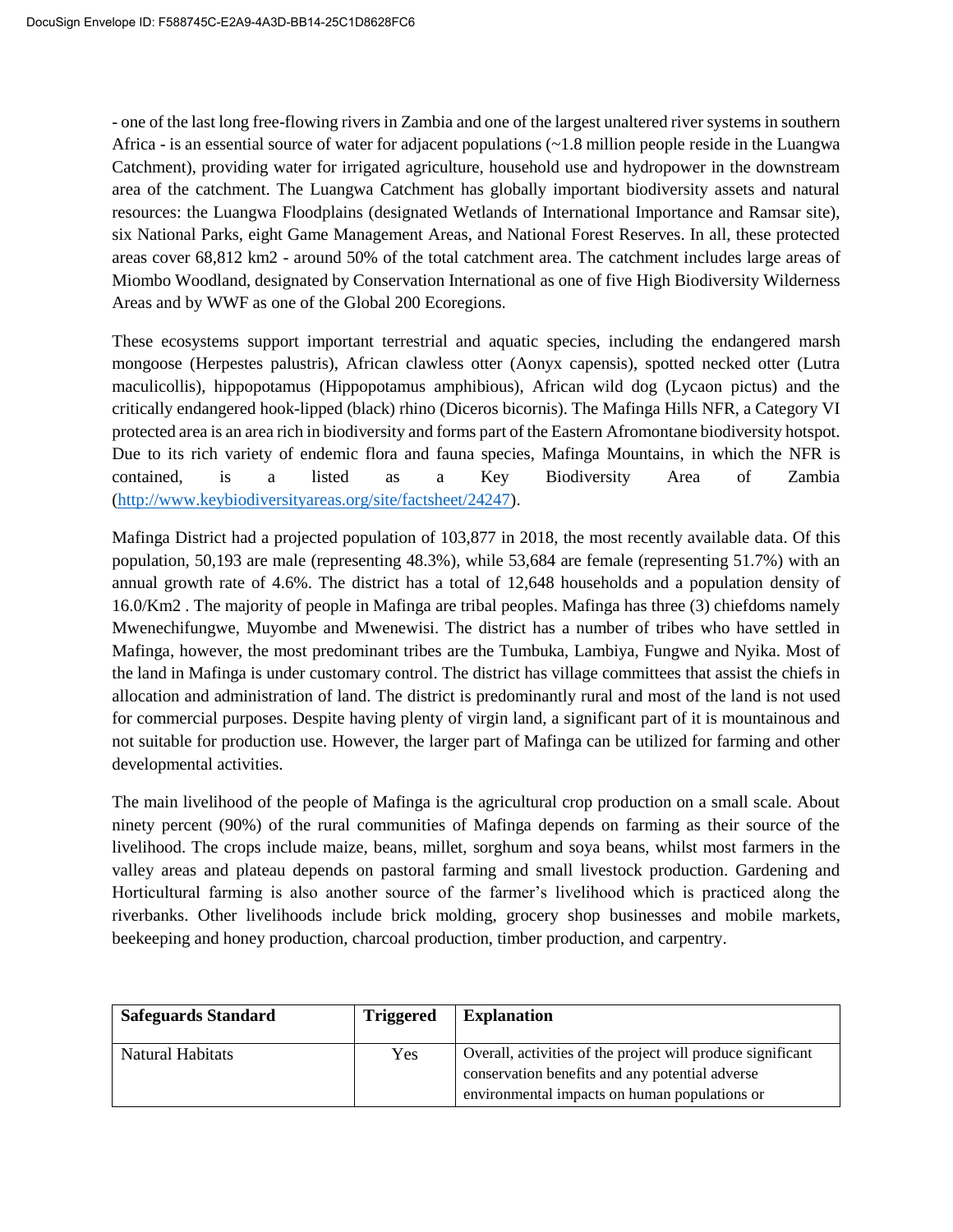- one of the last long free-flowing rivers in Zambia and one of the largest unaltered river systems in southern Africa - is an essential source of water for adjacent populations (~1.8 million people reside in the Luangwa Catchment), providing water for irrigated agriculture, household use and hydropower in the downstream area of the catchment. The Luangwa Catchment has globally important biodiversity assets and natural resources: the Luangwa Floodplains (designated Wetlands of International Importance and Ramsar site), six National Parks, eight Game Management Areas, and National Forest Reserves. In all, these protected areas cover 68,812 km2 - around 50% of the total catchment area. The catchment includes large areas of Miombo Woodland, designated by Conservation International as one of five High Biodiversity Wilderness Areas and by WWF as one of the Global 200 Ecoregions.

These ecosystems support important terrestrial and aquatic species, including the endangered marsh mongoose (Herpestes palustris), African clawless otter (Aonyx capensis), spotted necked otter (Lutra maculicollis), hippopotamus (Hippopotamus amphibious), African wild dog (Lycaon pictus) and the critically endangered hook-lipped (black) rhino (Diceros bicornis). The Mafinga Hills NFR, a Category VI protected area is an area rich in biodiversity and forms part of the Eastern Afromontane biodiversity hotspot. Due to its rich variety of endemic flora and fauna species, Mafinga Mountains, in which the NFR is contained, is a listed as a Key Biodiversity Area of Zambia (http://www.keybiodiversityareas.org/site/factsheet/24247).

Mafinga District had a projected population of 103,877 in 2018, the most recently available data. Of this population, 50,193 are male (representing 48.3%), while 53,684 are female (representing 51.7%) with an annual growth rate of 4.6%. The district has a total of 12,648 households and a population density of 16.0/Km2 . The majority of people in Mafinga are tribal peoples. Mafinga has three (3) chiefdoms namely Mwenechifungwe, Muyombe and Mwenewisi. The district has a number of tribes who have settled in Mafinga, however, the most predominant tribes are the Tumbuka, Lambiya, Fungwe and Nyika. Most of the land in Mafinga is under customary control. The district has village committees that assist the chiefs in allocation and administration of land. The district is predominantly rural and most of the land is not used for commercial purposes. Despite having plenty of virgin land, a significant part of it is mountainous and not suitable for production use. However, the larger part of Mafinga can be utilized for farming and other developmental activities.

The main livelihood of the people of Mafinga is the agricultural crop production on a small scale. About ninety percent (90%) of the rural communities of Mafinga depends on farming as their source of the livelihood. The crops include maize, beans, millet, sorghum and soya beans, whilst most farmers in the valley areas and plateau depends on pastoral farming and small livestock production. Gardening and Horticultural farming is also another source of the farmer's livelihood which is practiced along the riverbanks. Other livelihoods include brick molding, grocery shop businesses and mobile markets, beekeeping and honey production, charcoal production, timber production, and carpentry.

| **Safeguards Standard** | **Triggered** | **Explanation** |
| --- | --- | --- |
| Natural Habitats | Yes | Overall, activities of the project will produce significant conservation benefits and any potential adverse environmental impacts on human populations or |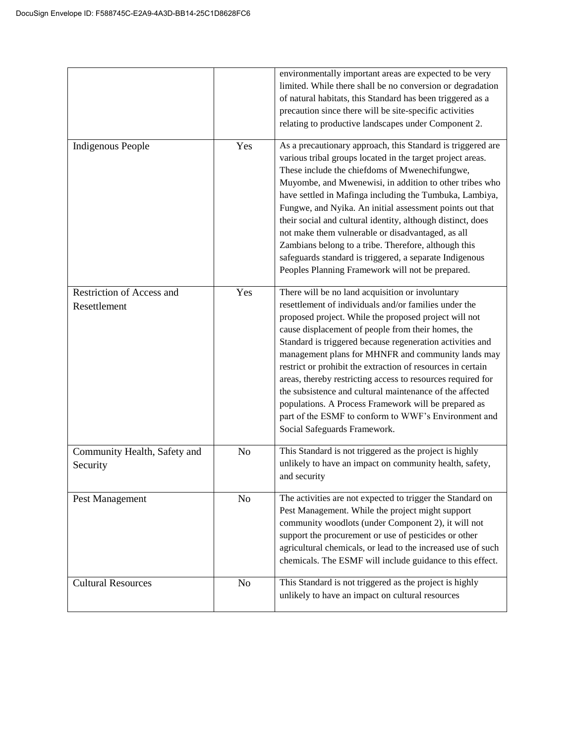|  |  | environmentally important areas are expected to be very limited. While there shall be no conversion or degradation of natural habitats, this Standard has been triggered as a precaution since there will be site-specific activities relating to productive landscapes under Component 2. |
| --- | --- | --- |
| Indigenous People | Yes | As a precautionary approach, this Standard is triggered are various tribal groups located in the target project areas. These include the chiefdoms of Mwenechifungwe, Muyombe, and Mwenewisi, in addition to other tribes who have settled in Mafinga including the Tumbuka, Lambiya, Fungwe, and Nyika. An initial assessment points out that their social and cultural identity, although distinct, does not make them vulnerable or disadvantaged, as all Zambians belong to a tribe. Therefore, although this safeguards standard is triggered, a separate Indigenous Peoples Planning Framework will not be prepared. |
| Restriction of Access and Resettlement | Yes | There will be no land acquisition or involuntary resettlement of individuals and/or families under the proposed project. While the proposed project will not cause displacement of people from their homes, the Standard is triggered because regeneration activities and management plans for MHNFR and community lands may restrict or prohibit the extraction of resources in certain areas, thereby restricting access to resources required for the subsistence and cultural maintenance of the affected populations. A Process Framework will be prepared as part of the ESMF to conform to WWF's Environment and Social Safeguards Framework. |
| Community Health, Safety and Security | No | This Standard is not triggered as the project is highly unlikely to have an impact on community health, safety, and security |
| Pest Management | No | The activities are not expected to trigger the Standard on Pest Management. While the project might support community woodlots (under Component 2), it will not support the procurement or use of pesticides or other agricultural chemicals, or lead to the increased use of such chemicals. The ESMF will include guidance to this effect. |
| Cultural Resources | No | This Standard is not triggered as the project is highly unlikely to have an impact on cultural resources |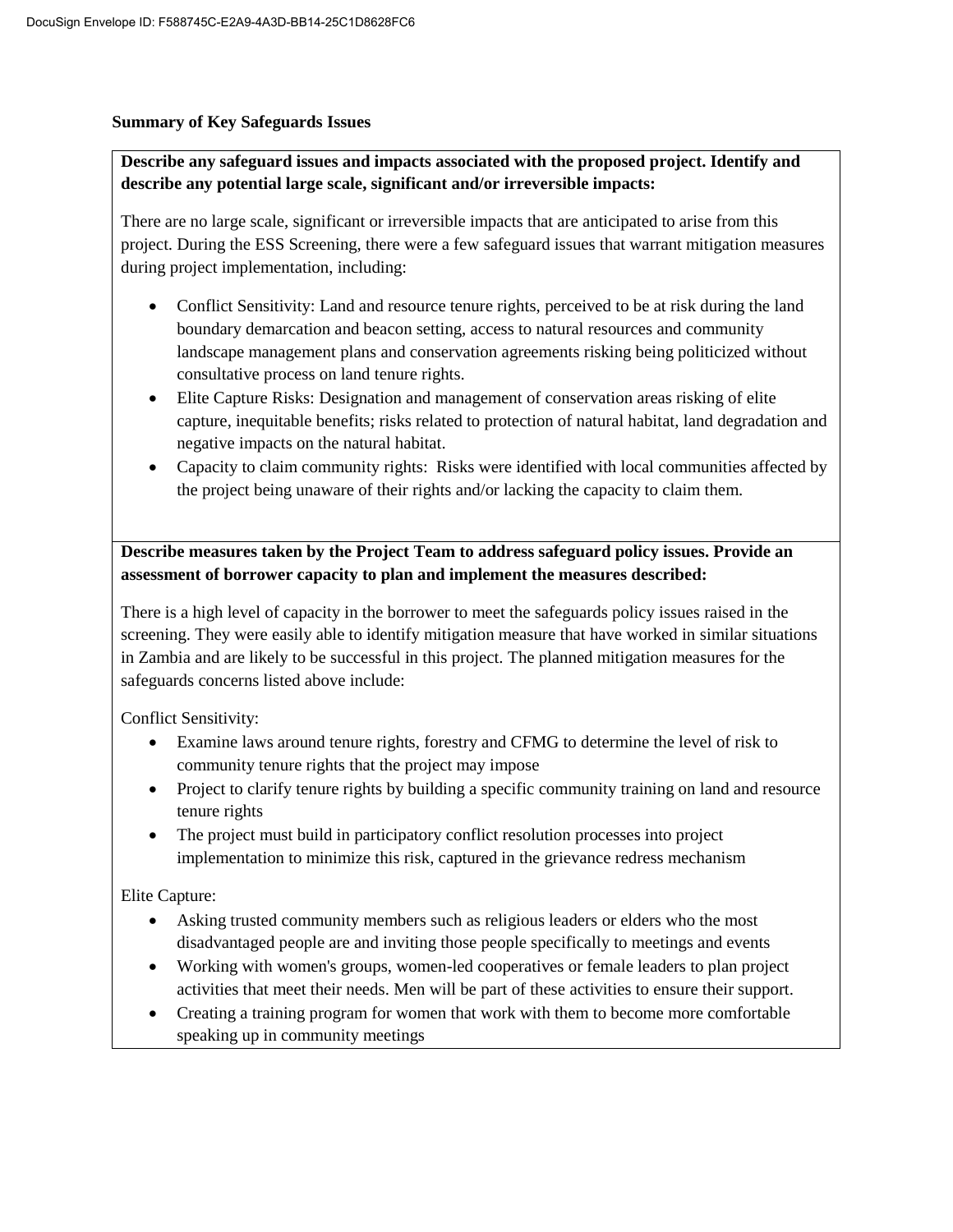**Summary of Key Safeguards Issues**

**Describe any safeguard issues and impacts associated with the proposed project. Identify and describe any potential large scale, significant and/or irreversible impacts:**

There are no large scale, significant or irreversible impacts that are anticipated to arise from this project. During the ESS Screening, there were a few safeguard issues that warrant mitigation measures during project implementation, including:

- Conflict Sensitivity: Land and resource tenure rights, perceived to be at risk during the land boundary demarcation and beacon setting, access to natural resources and community landscape management plans and conservation agreements risking being politicized without consultative process on land tenure rights.
- Elite Capture Risks: Designation and management of conservation areas risking of elite capture, inequitable benefits; risks related to protection of natural habitat, land degradation and negative impacts on the natural habitat.
- Capacity to claim community rights: Risks were identified with local communities affected by the project being unaware of their rights and/or lacking the capacity to claim them.

**Describe measures taken by the Project Team to address safeguard policy issues. Provide an assessment of borrower capacity to plan and implement the measures described:**

There is a high level of capacity in the borrower to meet the safeguards policy issues raised in the screening. They were easily able to identify mitigation measure that have worked in similar situations in Zambia and are likely to be successful in this project. The planned mitigation measures for the safeguards concerns listed above include:

Conflict Sensitivity:

- Examine laws around tenure rights, forestry and CFMG to determine the level of risk to community tenure rights that the project may impose
- Project to clarify tenure rights by building a specific community training on land and resource tenure rights
- The project must build in participatory conflict resolution processes into project implementation to minimize this risk, captured in the grievance redress mechanism

Elite Capture:

- Asking trusted community members such as religious leaders or elders who the most disadvantaged people are and inviting those people specifically to meetings and events
- Working with women's groups, women-led cooperatives or female leaders to plan project activities that meet their needs. Men will be part of these activities to ensure their support.
- Creating a training program for women that work with them to become more comfortable speaking up in community meetings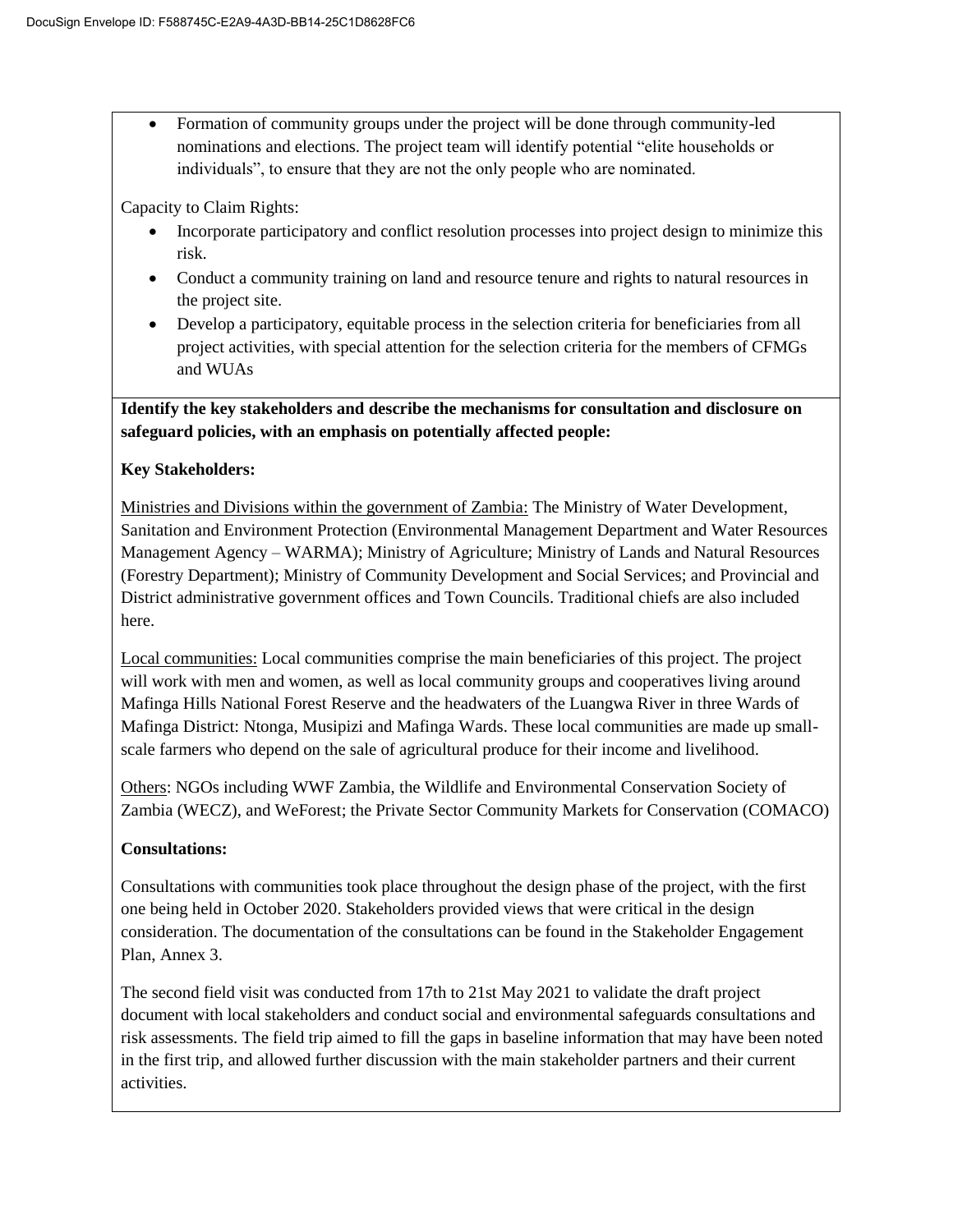- Formation of community groups under the project will be done through community-led nominations and elections. The project team will identify potential "elite households or individuals", to ensure that they are not the only people who are nominated.

Capacity to Claim Rights:

- Incorporate participatory and conflict resolution processes into project design to minimize this risk.
- Conduct a community training on land and resource tenure and rights to natural resources in the project site.
- Develop a participatory, equitable process in the selection criteria for beneficiaries from all project activities, with special attention for the selection criteria for the members of CFMGs and WUAs

**Identify the key stakeholders and describe the mechanisms for consultation and disclosure on safeguard policies, with an emphasis on potentially affected people:**

**Key Stakeholders:**

Ministries and Divisions within the government of Zambia: The Ministry of Water Development, Sanitation and Environment Protection (Environmental Management Department and Water Resources Management Agency – WARMA); Ministry of Agriculture; Ministry of Lands and Natural Resources (Forestry Department); Ministry of Community Development and Social Services; and Provincial and District administrative government offices and Town Councils. Traditional chiefs are also included here.

Local communities: Local communities comprise the main beneficiaries of this project. The project will work with men and women, as well as local community groups and cooperatives living around Mafinga Hills National Forest Reserve and the headwaters of the Luangwa River in three Wards of Mafinga District: Ntonga, Musipizi and Mafinga Wards. These local communities are made up small-scale farmers who depend on the sale of agricultural produce for their income and livelihood.

Others: NGOs including WWF Zambia, the Wildlife and Environmental Conservation Society of Zambia (WECZ), and WeForest; the Private Sector Community Markets for Conservation (COMACO)

**Consultations:**

Consultations with communities took place throughout the design phase of the project, with the first one being held in October 2020. Stakeholders provided views that were critical in the design consideration. The documentation of the consultations can be found in the Stakeholder Engagement Plan, Annex 3.

The second field visit was conducted from 17th to 21st May 2021 to validate the draft project document with local stakeholders and conduct social and environmental safeguards consultations and risk assessments. The field trip aimed to fill the gaps in baseline information that may have been noted in the first trip, and allowed further discussion with the main stakeholder partners and their current activities.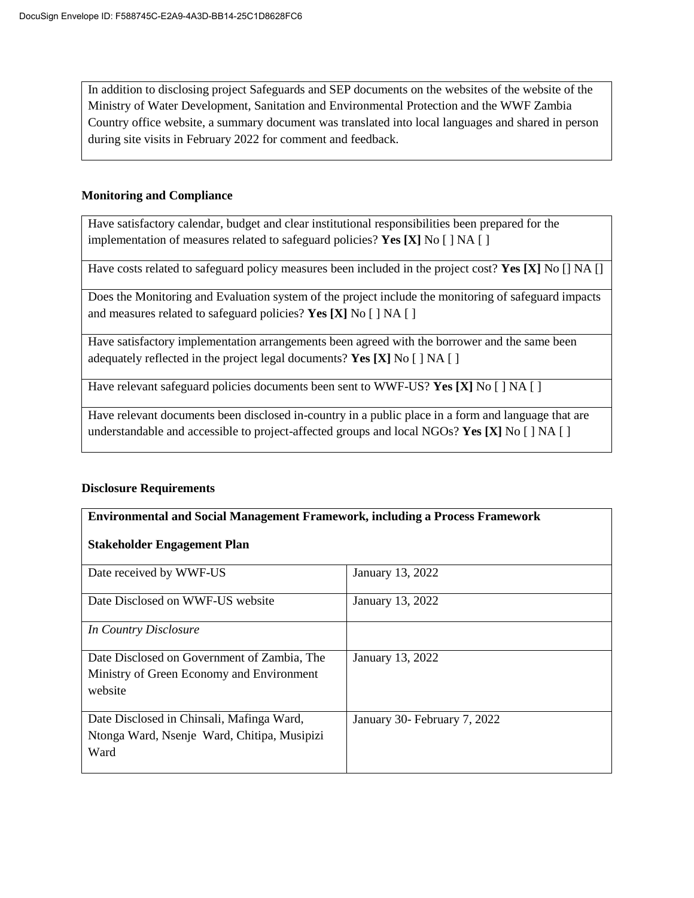In addition to disclosing project Safeguards and SEP documents on the websites of the website of the Ministry of Water Development, Sanitation and Environmental Protection and the WWF Zambia Country office website, a summary document was translated into local languages and shared in person during site visits in February 2022 for comment and feedback.

**Monitoring and Compliance**

| |
|---|
| Have satisfactory calendar, budget and clear institutional responsibilities been prepared for the implementation of measures related to safeguard policies? **Yes [X]** No [ ] NA [ ] |
| Have costs related to safeguard policy measures been included in the project cost? **Yes [X]** No [] NA [] |
| Does the Monitoring and Evaluation system of the project include the monitoring of safeguard impacts and measures related to safeguard policies? **Yes [X]** No [ ] NA [ ] |
| Have satisfactory implementation arrangements been agreed with the borrower and the same been adequately reflected in the project legal documents? **Yes [X]** No [ ] NA [ ] |
| Have relevant safeguard policies documents been sent to WWF-US? **Yes [X]** No [ ] NA [ ] |
| Have relevant documents been disclosed in-country in a public place in a form and language that are understandable and accessible to project-affected groups and local NGOs? **Yes [X]** No [ ] NA [ ] |

**Disclosure Requirements**

| **Environmental and Social Management Framework, including a Process Framework**<br><br>**Stakeholder Engagement Plan** | |
|---|---|
| Date received by WWF-US | January 13, 2022 |
| Date Disclosed on WWF-US website | January 13, 2022 |
| *In Country Disclosure* | |
| Date Disclosed on Government of Zambia, The Ministry of Green Economy and Environment website | January 13, 2022 |
| Date Disclosed in Chinsali, Mafinga Ward, Ntonga Ward, Nsenje Ward, Chitipa, Musipizi Ward | January 30- February 7, 2022 |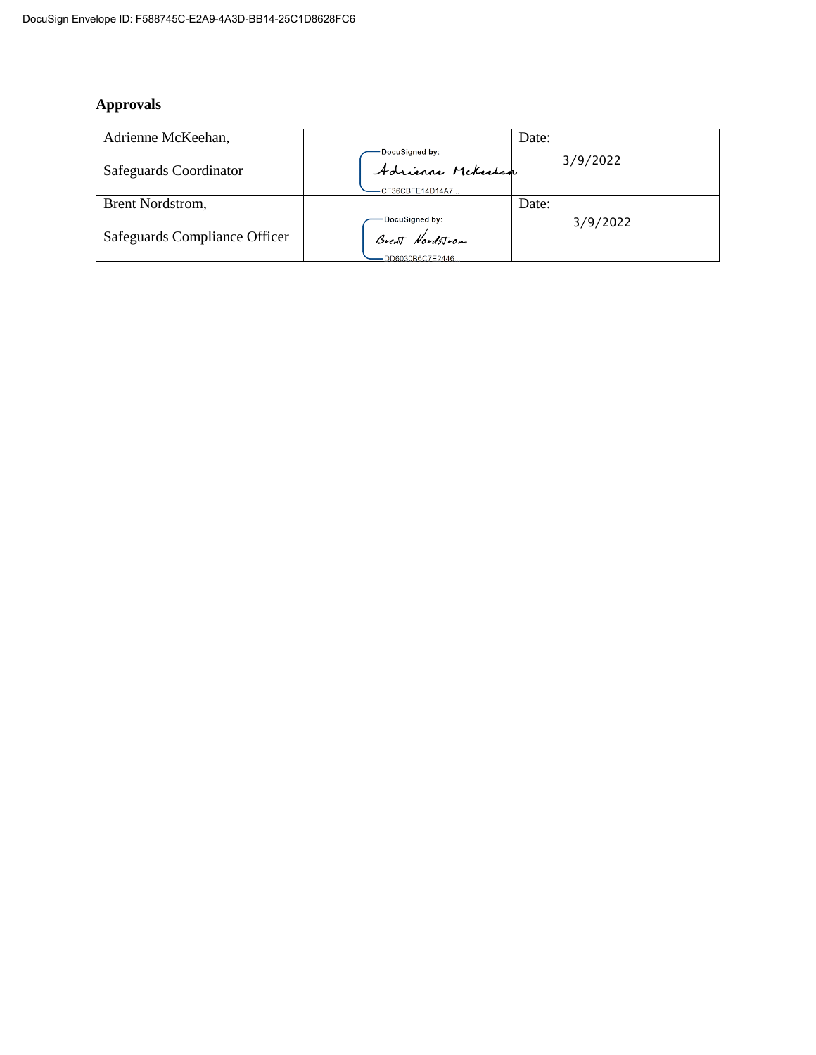## Approvals

| | | |
|---|---|---|
| Adrienne McKeehan,<br><br>Safeguards Coordinator | DocuSigned by:<br>Adrienne McKeehan<br>CF36CBFE14D14A7... | Date:<br>3/9/2022 |
| Brent Nordstrom,<br><br>Safeguards Compliance Officer | DocuSigned by:<br>Brent Nordstrom<br>DD6030B6C7F2446... | Date:<br>3/9/2022 |